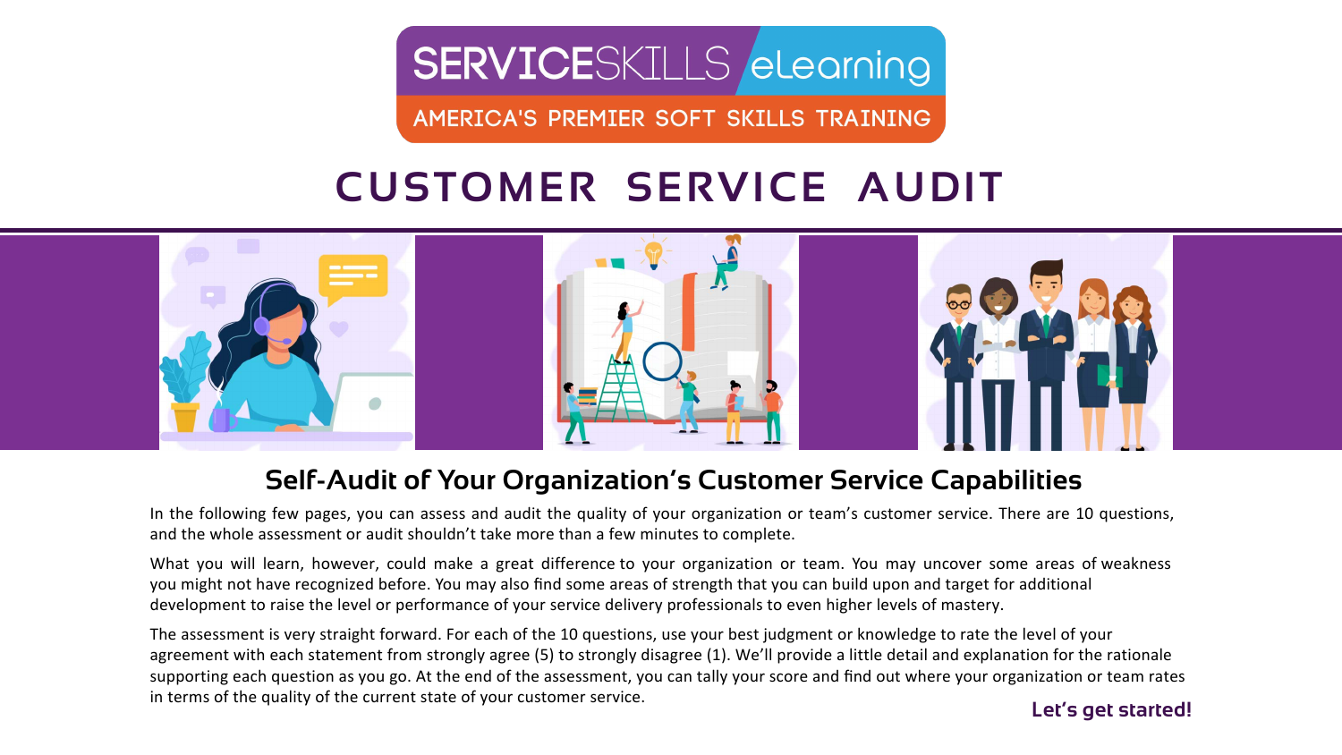SERVICESKILLS eLearning

AMERICA'S PREMIER SOFT SKILLS TRAINING

# CUSTOMER SERVICE AUDIT

## Self-Audit of Your Organization's Customer Service Capabilities

In the following few pages, you can assess and audit the quality of your organization or team's customer service. There are 10 questions, and the whole assessment or audit shouldn't take more than a few minutes to complete.

What you will learn, however, could make a great difference to your organization or team. You may uncover some areas of weakness you might not have recognized before. You may also find some areas of strength that you can build upon and target for additional development to raise the level or performance of your service delivery professionals to even higher levels of mastery.

The assessment is very straight forward. For each of the 10 questions, use your best judgment or knowledge to rate the level of your agreement with each statement from strongly agree (5) to strongly disagree (1). We'll provide a little detail and explanation for the rationale supporting each question as you go. At the end of the assessment, you can tally your score and find out where your organization or team rates in terms of the quality of the current state of your customer service.

**Let's get started!**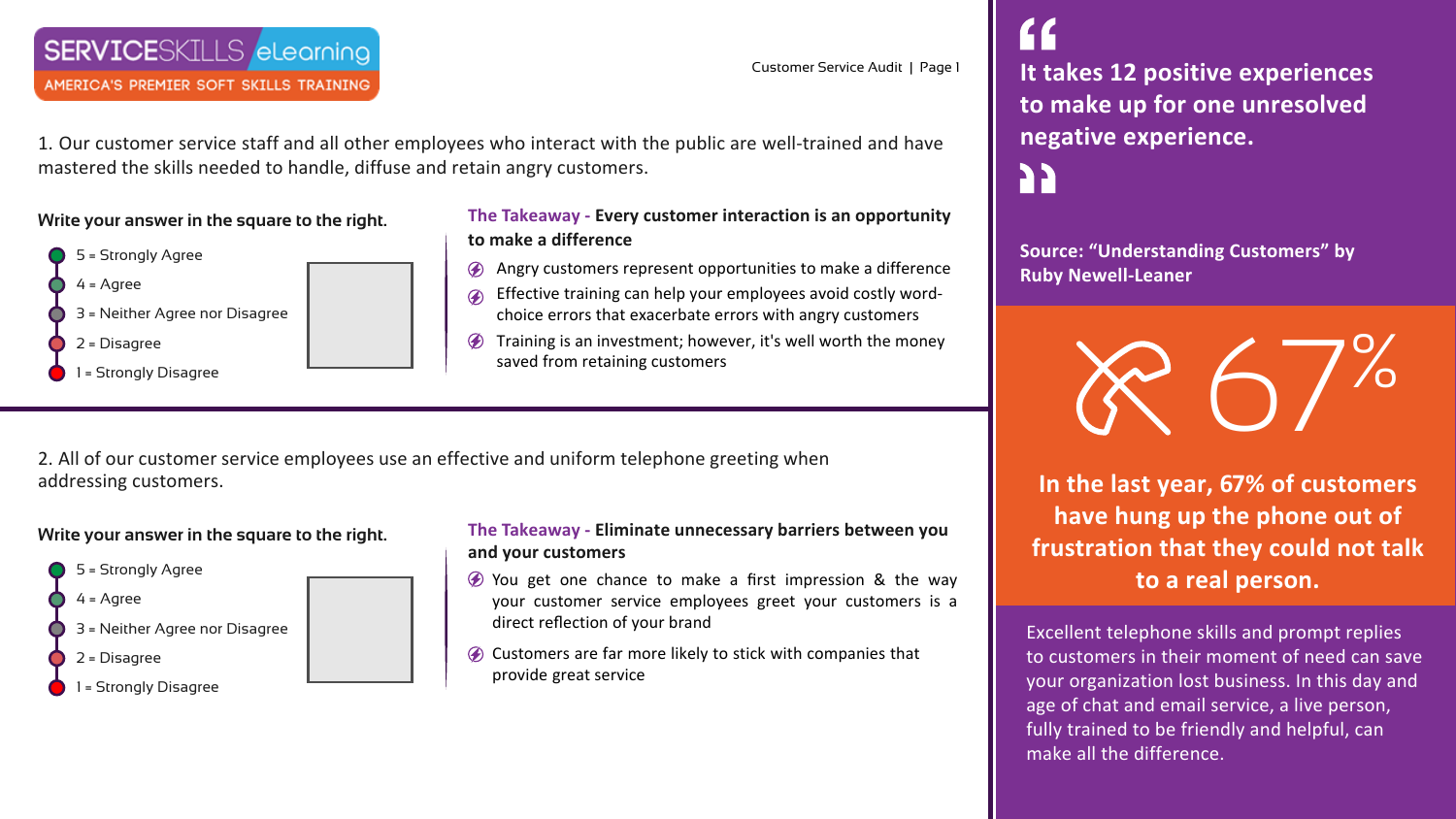SERVICESKILLS eLearning
AMERICA'S PREMIER SOFT SKILLS TRAINING

1. Our customer service staff and all other employees who interact with the public are well-trained and have mastered the skills needed to handle, diffuse and retain angry customers.

**Write your answer in the square to the right.**

- 5 = Strongly Agree
- 4 = Agree
- 3 = Neither Agree nor Disagree
- 2 = Disagree
- 1 = Strongly Disagree

**The Takeaway - Every customer interaction is an opportunity to make a difference**

- Angry customers represent opportunities to make a difference
- Effective training can help your employees avoid costly word-choice errors that exacerbate errors with angry customers
- Training is an investment; however, it's well worth the money saved from retaining customers

2. All of our customer service employees use an effective and uniform telephone greeting when addressing customers.

**Write your answer in the square to the right.**

- 5 = Strongly Agree
- 4 = Agree
- 3 = Neither Agree nor Disagree
- 2 = Disagree
- 1 = Strongly Disagree

**The Takeaway - Eliminate unnecessary barriers between you and your customers**

- You get one chance to make a first impression & the way your customer service employees greet your customers is a direct reflection of your brand
- Customers are far more likely to stick with companies that provide great service

> **It takes 12 positive experiences to make up for one unresolved negative experience.**

**Source: "Understanding Customers" by Ruby Newell-Leaner**

67%

**In the last year, 67% of customers have hung up the phone out of frustration that they could not talk to a real person.**

Excellent telephone skills and prompt replies to customers in their moment of need can save your organization lost business. In this day and age of chat and email service, a live person, fully trained to be friendly and helpful, can make all the difference.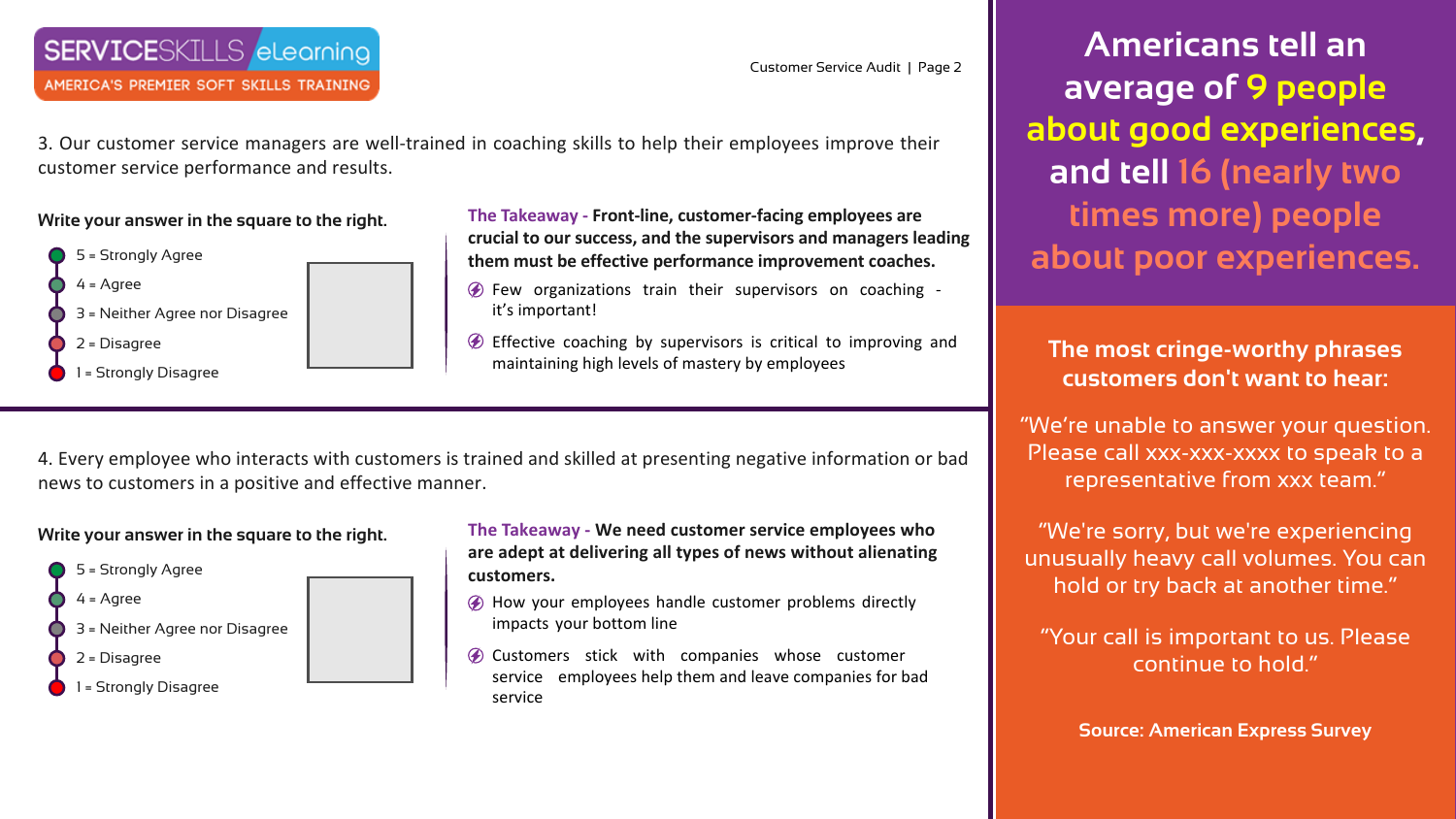3. Our customer service managers are well-trained in coaching skills to help their employees improve their customer service performance and results.

**Write your answer in the square to the right.**

- 5 = Strongly Agree
- 4 = Agree
- 3 = Neither Agree nor Disagree
- 2 = Disagree
- 1 = Strongly Disagree

**The Takeaway - Front-line, customer-facing employees are crucial to our success, and the supervisors and managers leading them must be effective performance improvement coaches.**

- Few organizations train their supervisors on coaching - it's important!
- Effective coaching by supervisors is critical to improving and maintaining high levels of mastery by employees

---

4. Every employee who interacts with customers is trained and skilled at presenting negative information or bad news to customers in a positive and effective manner.

**Write your answer in the square to the right.**

- 5 = Strongly Agree
- 4 = Agree
- 3 = Neither Agree nor Disagree
- 2 = Disagree
- 1 = Strongly Disagree

**The Takeaway - We need customer service employees who are adept at delivering all types of news without alienating customers.**

- How your employees handle customer problems directly impacts your bottom line
- Customers stick with companies whose customer service employees help them and leave companies for bad service

---

**Americans tell an average of 9 people about good experiences, and tell 16 (nearly two times more) people about poor experiences.**

**The most cringe-worthy phrases customers don't want to hear:**

"We're unable to answer your question. Please call xxx-xxx-xxxx to speak to a representative from xxx team."

"We're sorry, but we're experiencing unusually heavy call volumes. You can hold or try back at another time."

"Your call is important to us. Please continue to hold."

**Source: American Express Survey**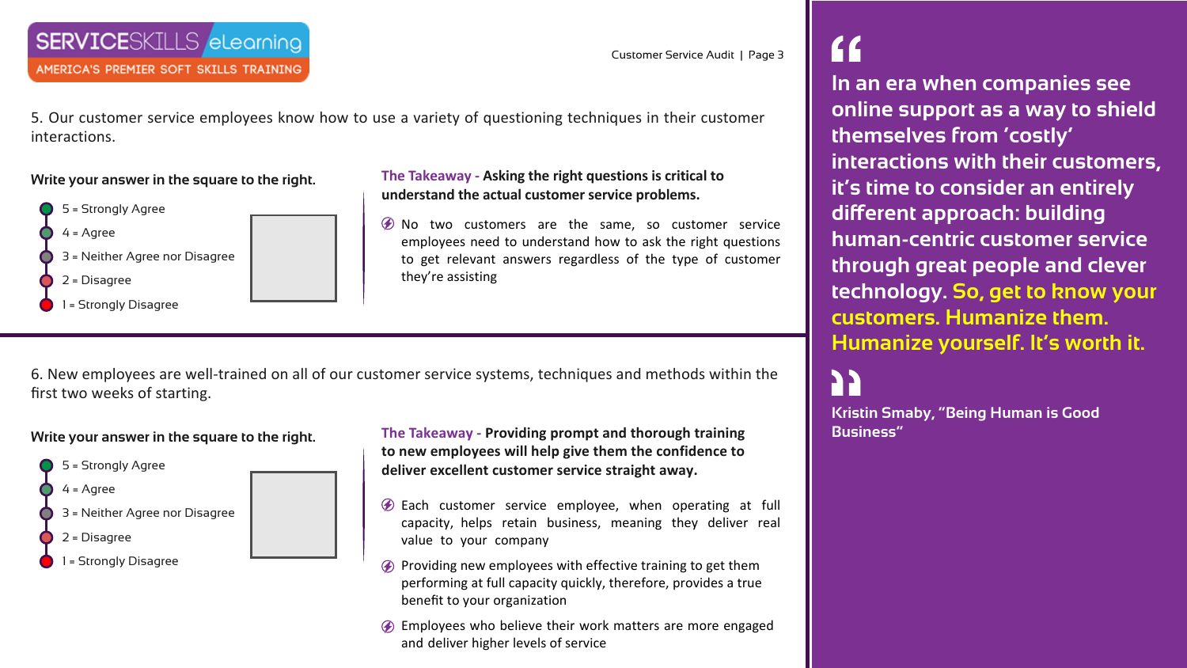5. Our customer service employees know how to use a variety of questioning techniques in their customer interactions.

**Write your answer in the square to the right.**

- 5 = Strongly Agree
- 4 = Agree
- 3 = Neither Agree nor Disagree
- 2 = Disagree
- 1 = Strongly Disagree

**The Takeaway - Asking the right questions is critical to understand the actual customer service problems.**

- No two customers are the same, so customer service employees need to understand how to ask the right questions to get relevant answers regardless of the type of customer they're assisting

6. New employees are well-trained on all of our customer service systems, techniques and methods within the first two weeks of starting.

**Write your answer in the square to the right.**

- 5 = Strongly Agree
- 4 = Agree
- 3 = Neither Agree nor Disagree
- 2 = Disagree
- 1 = Strongly Disagree

**The Takeaway - Providing prompt and thorough training to new employees will help give them the confidence to deliver excellent customer service straight away.**

- Each customer service employee, when operating at full capacity, helps retain business, meaning they deliver real value to your company
- Providing new employees with effective training to get them performing at full capacity quickly, therefore, provides a true benefit to your organization
- Employees who believe their work matters are more engaged and deliver higher levels of service

> **"In an era when companies see online support as a way to shield themselves from 'costly' interactions with their customers, it's time to consider an entirely different approach: building human-centric customer service through great people and clever technology. So, get to know your customers. Humanize them. Humanize yourself. It's worth it."**
>
> Kristin Smaby, "Being Human is Good Business"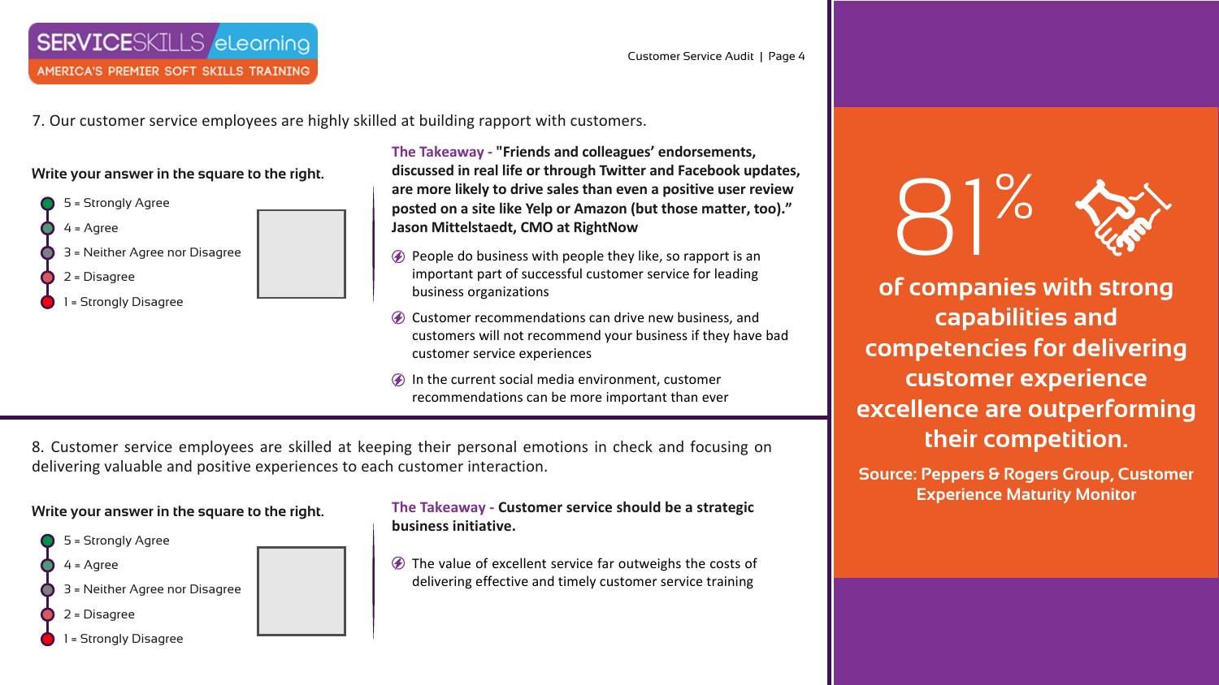7. Our customer service employees are highly skilled at building rapport with customers.

**Write your answer in the square to the right.**

- 5 = Strongly Agree
- 4 = Agree
- 3 = Neither Agree nor Disagree
- 2 = Disagree
- 1 = Strongly Disagree

**The Takeaway - "Friends and colleagues' endorsements, discussed in real life or through Twitter and Facebook updates, are more likely to drive sales than even a positive user review posted on a site like Yelp or Amazon (but those matter, too)." Jason Mittelstaedt, CMO at RightNow**

- People do business with people they like, so rapport is an important part of successful customer service for leading business organizations
- Customer recommendations can drive new business, and customers will not recommend your business if they have bad customer service experiences
- In the current social media environment, customer recommendations can be more important than ever

8. Customer service employees are skilled at keeping their personal emotions in check and focusing on delivering valuable and positive experiences to each customer interaction.

**Write your answer in the square to the right.**

- 5 = Strongly Agree
- 4 = Agree
- 3 = Neither Agree nor Disagree
- 2 = Disagree
- 1 = Strongly Disagree

**The Takeaway - Customer service should be a strategic business initiative.**

- The value of excellent service far outweighs the costs of delivering effective and timely customer service training

81%

**of companies with strong capabilities and competencies for delivering customer experience excellence are outperforming their competition.**

**Source: Peppers & Rogers Group, Customer Experience Maturity Monitor**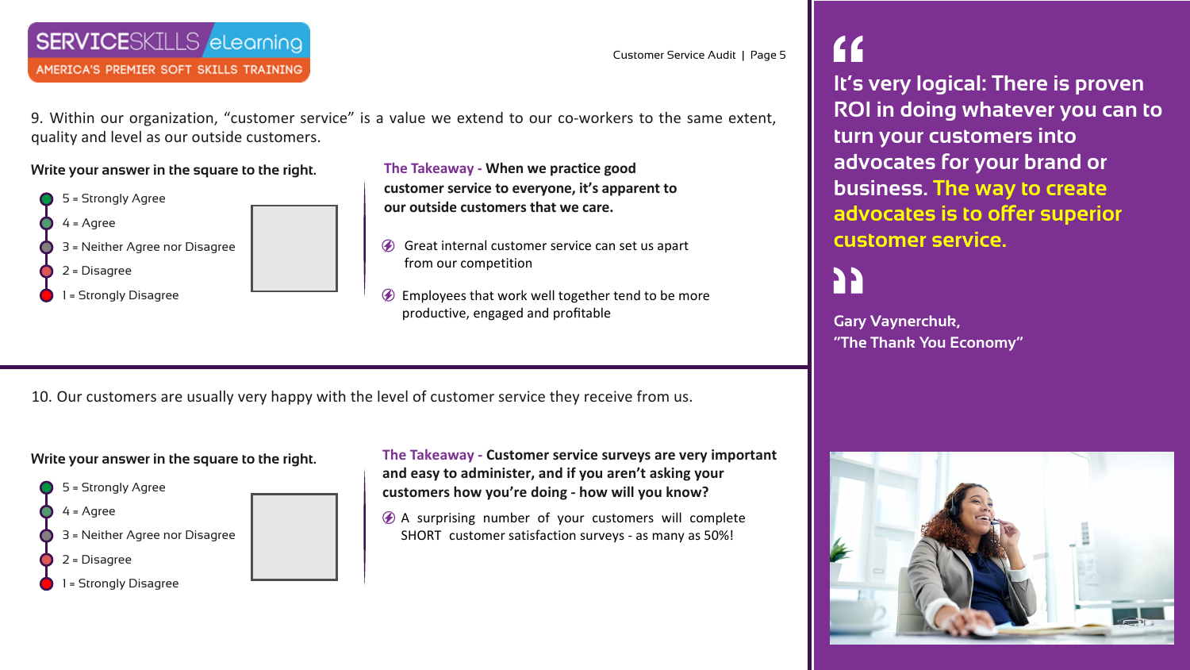9. Within our organization, "customer service" is a value we extend to our co-workers to the same extent, quality and level as our outside customers.

**Write your answer in the square to the right.**

- 5 = Strongly Agree
- 4 = Agree
- 3 = Neither Agree nor Disagree
- 2 = Disagree
- 1 = Strongly Disagree

**The Takeaway - When we practice good customer service to everyone, it's apparent to our outside customers that we care.**

- Great internal customer service can set us apart from our competition
- Employees that work well together tend to be more productive, engaged and profitable

10. Our customers are usually very happy with the level of customer service they receive from us.

**Write your answer in the square to the right.**

- 5 = Strongly Agree
- 4 = Agree
- 3 = Neither Agree nor Disagree
- 2 = Disagree
- 1 = Strongly Disagree

**The Takeaway - Customer service surveys are very important and easy to administer, and if you aren't asking your customers how you're doing - how will you know?**

- A surprising number of your customers will complete SHORT customer satisfaction surveys - as many as 50%!

> **It's very logical: There is proven ROI in doing whatever you can to turn your customers into advocates for your brand or business. The way to create advocates is to offer superior customer service.**
>
> **Gary Vaynerchuk, "The Thank You Economy"**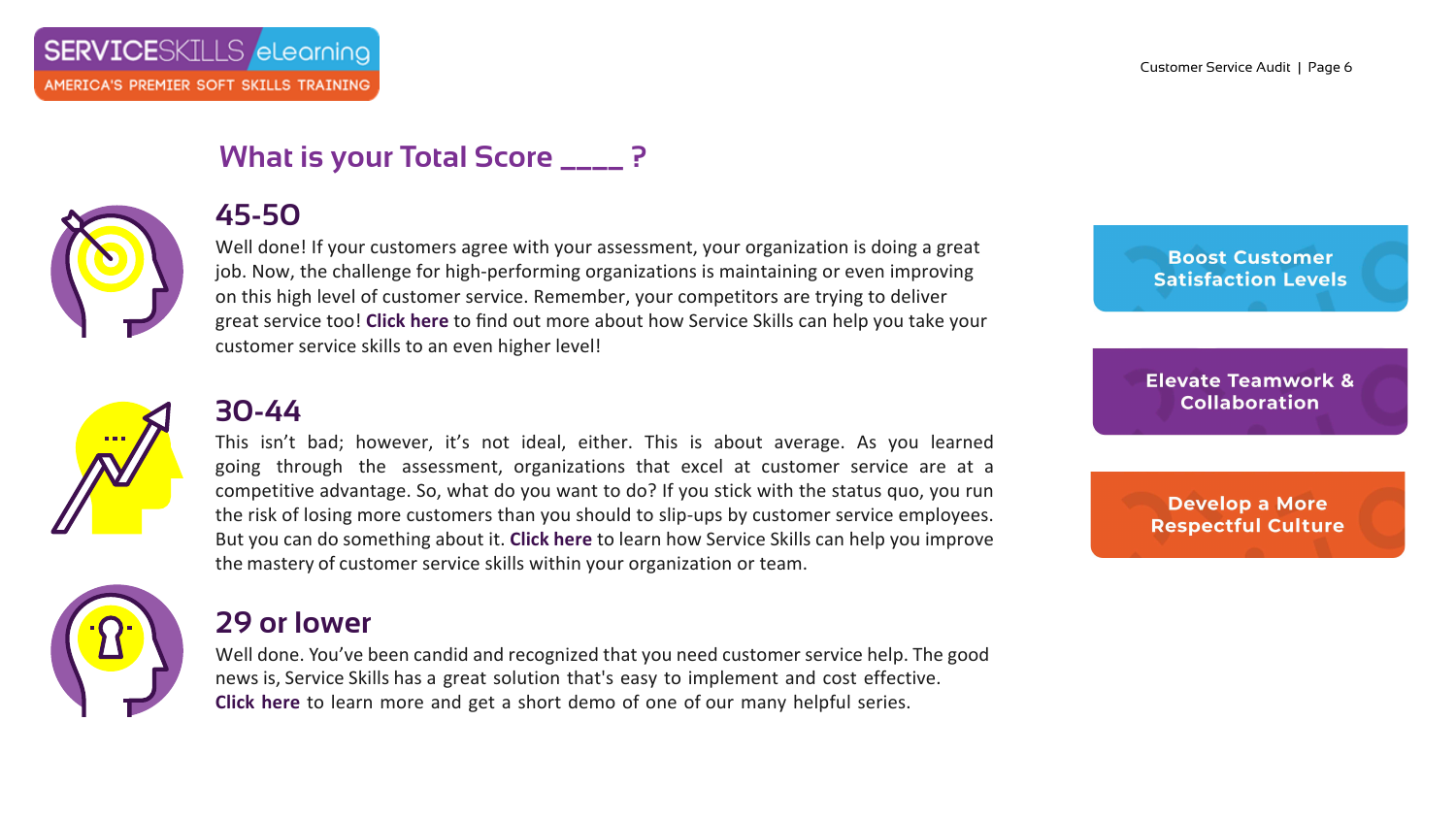## What is your Total Score ____ ?

### 45-50

Well done! If your customers agree with your assessment, your organization is doing a great job. Now, the challenge for high-performing organizations is maintaining or even improving on this high level of customer service. Remember, your competitors are trying to deliver great service too! **Click here** to find out more about how Service Skills can help you take your customer service skills to an even higher level!

### 30-44

This isn't bad; however, it's not ideal, either. This is about average. As you learned going through the assessment, organizations that excel at customer service are at a competitive advantage. So, what do you want to do? If you stick with the status quo, you run the risk of losing more customers than you should to slip-ups by customer service employees. But you can do something about it. **Click here** to learn how Service Skills can help you improve the mastery of customer service skills within your organization or team.

### 29 or lower

Well done. You've been candid and recognized that you need customer service help. The good news is, Service Skills has a great solution that's easy to implement and cost effective. **Click here** to learn more and get a short demo of one of our many helpful series.

**Boost Customer Satisfaction Levels**

**Elevate Teamwork & Collaboration**

**Develop a More Respectful Culture**